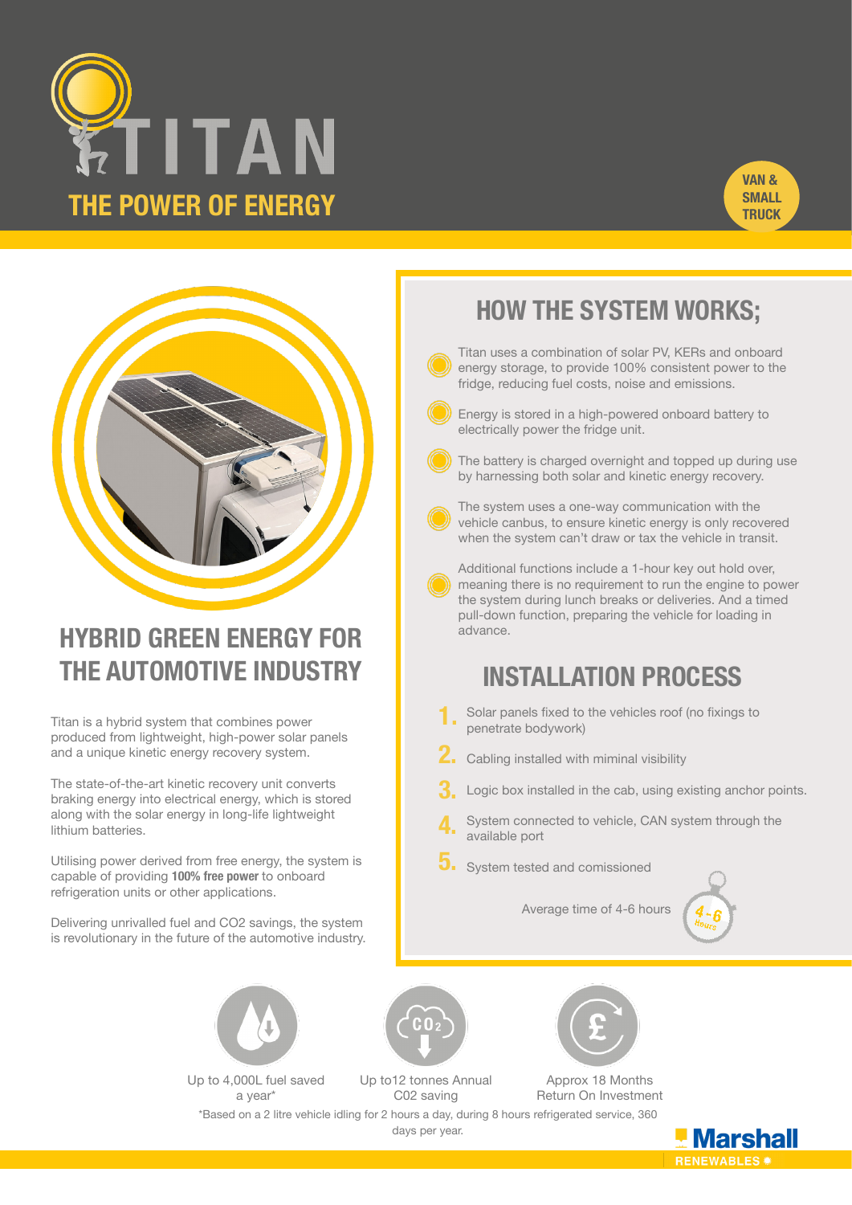# TITAN

## THE POWER OF ENERGY

VAN & SMALL TRUCK

## HYBRID GREEN ENERGY FOR THE AUTOMOTIVE INDUSTRY

Titan is a hybrid system that combines power produced from lightweight, high-power solar panels and a unique kinetic energy recovery system.

The state-of-the-art kinetic recovery unit converts braking energy into electrical energy, which is stored along with the solar energy in long-life lightweight lithium batteries.

Utilising power derived from free energy, the system is capable of providing **100% free power** to onboard refrigeration units or other applications.

Delivering unrivalled fuel and CO2 savings, the system is revolutionary in the future of the automotive industry.

## HOW THE SYSTEM WORKS;

- Titan uses a combination of solar PV, KERs and onboard energy storage, to provide 100% consistent power to the fridge, reducing fuel costs, noise and emissions.
- Energy is stored in a high-powered onboard battery to electrically power the fridge unit.
- The battery is charged overnight and topped up during use by harnessing both solar and kinetic energy recovery.
- The system uses a one-way communication with the vehicle canbus, to ensure kinetic energy is only recovered when the system can't draw or tax the vehicle in transit.
- Additional functions include a 1-hour key out hold over, meaning there is no requirement to run the engine to power the system during lunch breaks or deliveries. And a timed pull-down function, preparing the vehicle for loading in advance.

## INSTALLATION PROCESS

1. Solar panels fixed to the vehicles roof (no fixings to penetrate bodywork)
2. Cabling installed with miminal visibility
3. Logic box installed in the cab, using existing anchor points.
4. System connected to vehicle, CAN system through the available port
5. System tested and comissioned

Average time of 4-6 hours

4-6 hours

Up to 4,000L fuel saved a year*

Up to12 tonnes Annual C02 saving

Approx 18 Months Return On Investment

*Based on a 2 litre vehicle idling for 2 hours a day, during 8 hours refrigerated service, 360 days per year.

Marshall RENEWABLES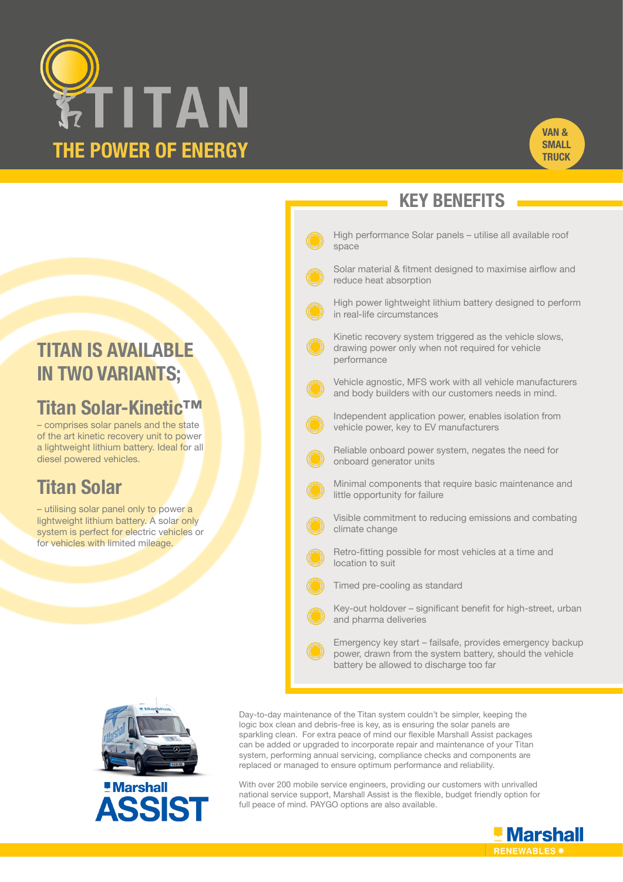# TITAN

## THE POWER OF ENERGY

VAN & SMALL TRUCK

## TITAN IS AVAILABLE IN TWO VARIANTS;

### Titan Solar-Kinetic™

– comprises solar panels and the state of the art kinetic recovery unit to power a lightweight lithium battery. Ideal for all diesel powered vehicles.

### Titan Solar

– utilising solar panel only to power a lightweight lithium battery. A solar only system is perfect for electric vehicles or for vehicles with limited mileage.

## KEY BENEFITS

- High performance Solar panels – utilise all available roof space
- Solar material & fitment designed to maximise airflow and reduce heat absorption
- High power lightweight lithium battery designed to perform in real-life circumstances
- Kinetic recovery system triggered as the vehicle slows, drawing power only when not required for vehicle performance
- Vehicle agnostic, MFS work with all vehicle manufacturers and body builders with our customers needs in mind.
- Independent application power, enables isolation from vehicle power, key to EV manufacturers
- Reliable onboard power system, negates the need for onboard generator units
- Minimal components that require basic maintenance and little opportunity for failure
- Visible commitment to reducing emissions and combating climate change
- Retro-fitting possible for most vehicles at a time and location to suit
- Timed pre-cooling as standard
- Key-out holdover – significant benefit for high-street, urban and pharma deliveries
- Emergency key start – failsafe, provides emergency backup power, drawn from the system battery, should the vehicle battery be allowed to discharge too far

Marshall ASSIST

Day-to-day maintenance of the Titan system couldn't be simpler, keeping the logic box clean and debris-free is key, as is ensuring the solar panels are sparkling clean. For extra peace of mind our flexible Marshall Assist packages can be added or upgraded to incorporate repair and maintenance of your Titan system, performing annual servicing, compliance checks and components are replaced or managed to ensure optimum performance and reliability.

With over 200 mobile service engineers, providing our customers with unrivalled national service support, Marshall Assist is the flexible, budget friendly option for full peace of mind. PAYGO options are also available.

Marshall RENEWABLES